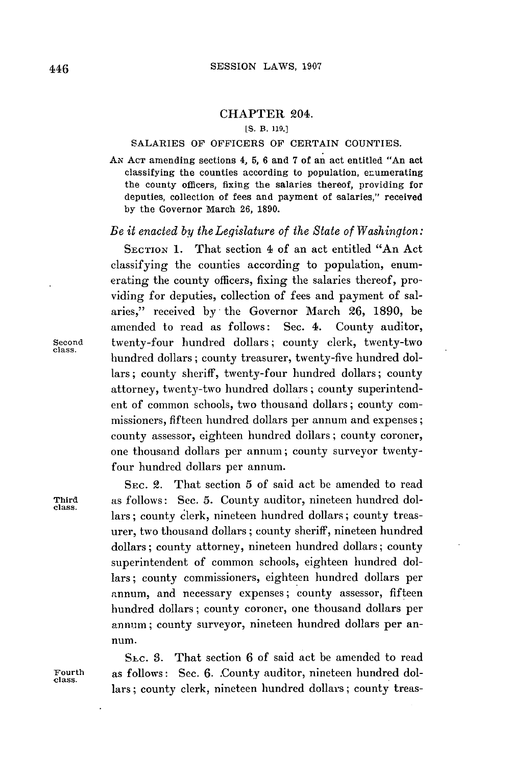# CHAPTER 204.

[S. B. 119.]

## SALARIES OF OFFICERS OF CERTAIN COUNTIES.

AN ACT amending sections 4, 5, 6 and 7 of an act entitled "An act classifying the counties according to population, enumerating the county officers, fixing the salaries thereof, providing for deputies, collection of fees and payment of salaries," received by the Governor March 26, 1890.

*Be it enacted by the Legislature of the State of Washington:*

SECTION 1. That section 4 of an act entitled "An Act classifying the counties according to population, enumerating the county officers, fixing the salaries thereof, providing for deputies, collection of fees and payment of salaries," received by the Governor March 26, 1890, be amended to read as follows: Sec. 4. County auditor, twenty-four hundred dollars; county clerk, twenty-two hundred dollars; county treasurer, twenty-five hundred dollars; county sheriff, twenty-four hundred dollars; county attorney, twenty-two hundred dollars; county superintendent of common schools, two thousand dollars; county commissioners, fifteen hundred dollars per annum and expenses; county assessor, eighteen hundred dollars; county coroner, one thousand dollars per annum; county surveyor twenty-four hundred dollars per annum.

Second class.

SEC. 2. That section 5 of said act be amended to read as follows: Sec. 5. County auditor, nineteen hundred dollars; county clerk, nineteen hundred dollars; county treasurer, two thousand dollars; county sheriff, nineteen hundred dollars; county attorney, nineteen hundred dollars; county superintendent of common schools, eighteen hundred dollars; county commissioners, eighteen hundred dollars per annum, and necessary expenses; county assessor, fifteen hundred dollars; county coroner, one thousand dollars per annum; county surveyor, nineteen hundred dollars per annum.

Third class.

SEC. 3. That section 6 of said act be amended to read as follows: Sec. 6. County auditor, nineteen hundred dollars; county clerk, nineteen hundred dollars; county treas-

Fourth class.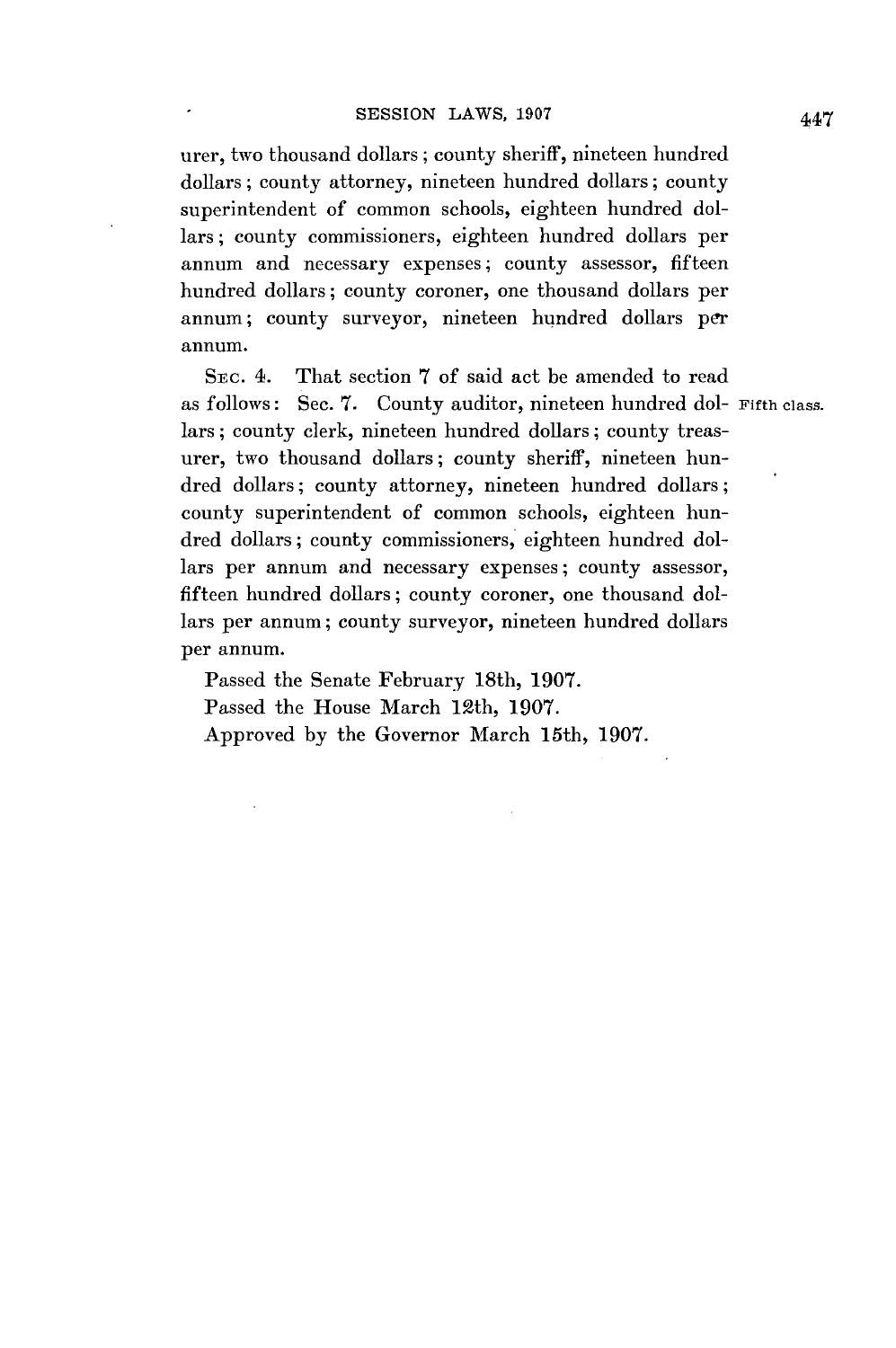urer, two thousand dollars; county sheriff, nineteen hundred dollars; county attorney, nineteen hundred dollars; county superintendent of common schools, eighteen hundred dollars; county commissioners, eighteen hundred dollars per annum and necessary expenses; county assessor, fifteen hundred dollars; county coroner, one thousand dollars per annum; county surveyor, nineteen hundred dollars per annum.

SEC. 4. That section 7 of said act be amended to read as follows: Sec. 7. County auditor, nineteen hundred dollars; county clerk, nineteen hundred dollars; county treasurer, two thousand dollars; county sheriff, nineteen hundred dollars; county attorney, nineteen hundred dollars; county superintendent of common schools, eighteen hundred dollars; county commissioners, eighteen hundred dollars per annum and necessary expenses; county assessor, fifteen hundred dollars; county coroner, one thousand dollars per annum; county surveyor, nineteen hundred dollars per annum.

Fifth class.

Passed the Senate February 18th, 1907.

Passed the House March 12th, 1907.

Approved by the Governor March 15th, 1907.